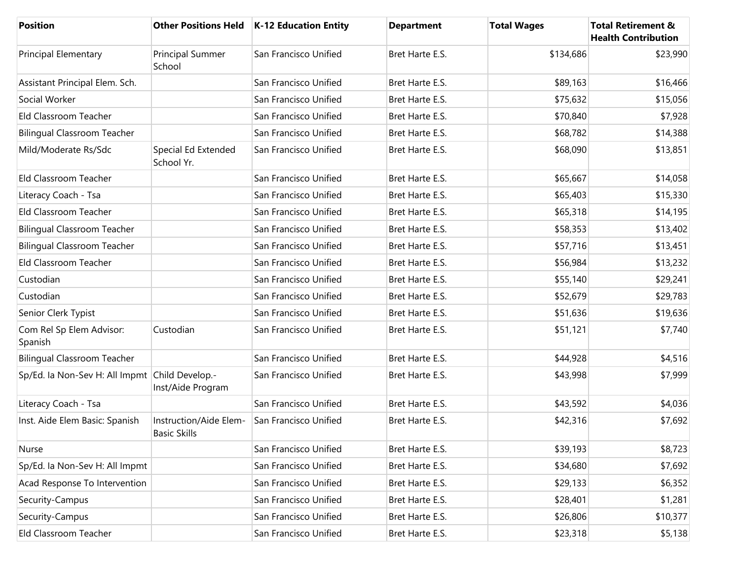| Position | Other Positions Held | K-12 Education Entity | Department | Total Wages | Total Retirement & Health Contribution |
|---|---|---|---|---|---|
| Principal Elementary | Principal Summer School | San Francisco Unified | Bret Harte E.S. | $134,686 | $23,990 |
| Assistant Principal Elem. Sch. | | San Francisco Unified | Bret Harte E.S. | $89,163 | $16,466 |
| Social Worker | | San Francisco Unified | Bret Harte E.S. | $75,632 | $15,056 |
| Eld Classroom Teacher | | San Francisco Unified | Bret Harte E.S. | $70,840 | $7,928 |
| Bilingual Classroom Teacher | | San Francisco Unified | Bret Harte E.S. | $68,782 | $14,388 |
| Mild/Moderate Rs/Sdc | Special Ed Extended School Yr. | San Francisco Unified | Bret Harte E.S. | $68,090 | $13,851 |
| Eld Classroom Teacher | | San Francisco Unified | Bret Harte E.S. | $65,667 | $14,058 |
| Literacy Coach - Tsa | | San Francisco Unified | Bret Harte E.S. | $65,403 | $15,330 |
| Eld Classroom Teacher | | San Francisco Unified | Bret Harte E.S. | $65,318 | $14,195 |
| Bilingual Classroom Teacher | | San Francisco Unified | Bret Harte E.S. | $58,353 | $13,402 |
| Bilingual Classroom Teacher | | San Francisco Unified | Bret Harte E.S. | $57,716 | $13,451 |
| Eld Classroom Teacher | | San Francisco Unified | Bret Harte E.S. | $56,984 | $13,232 |
| Custodian | | San Francisco Unified | Bret Harte E.S. | $55,140 | $29,241 |
| Custodian | | San Francisco Unified | Bret Harte E.S. | $52,679 | $29,783 |
| Senior Clerk Typist | | San Francisco Unified | Bret Harte E.S. | $51,636 | $19,636 |
| Com Rel Sp Elem Advisor: Spanish | Custodian | San Francisco Unified | Bret Harte E.S. | $51,121 | $7,740 |
| Bilingual Classroom Teacher | | San Francisco Unified | Bret Harte E.S. | $44,928 | $4,516 |
| Sp/Ed. Ia Non-Sev H: All Impmt | Child Develop.-Inst/Aide Program | San Francisco Unified | Bret Harte E.S. | $43,998 | $7,999 |
| Literacy Coach - Tsa | | San Francisco Unified | Bret Harte E.S. | $43,592 | $4,036 |
| Inst. Aide Elem Basic: Spanish | Instruction/Aide Elem-Basic Skills | San Francisco Unified | Bret Harte E.S. | $42,316 | $7,692 |
| Nurse | | San Francisco Unified | Bret Harte E.S. | $39,193 | $8,723 |
| Sp/Ed. Ia Non-Sev H: All Impmt | | San Francisco Unified | Bret Harte E.S. | $34,680 | $7,692 |
| Acad Response To Intervention | | San Francisco Unified | Bret Harte E.S. | $29,133 | $6,352 |
| Security-Campus | | San Francisco Unified | Bret Harte E.S. | $28,401 | $1,281 |
| Security-Campus | | San Francisco Unified | Bret Harte E.S. | $26,806 | $10,377 |
| Eld Classroom Teacher | | San Francisco Unified | Bret Harte E.S. | $23,318 | $5,138 |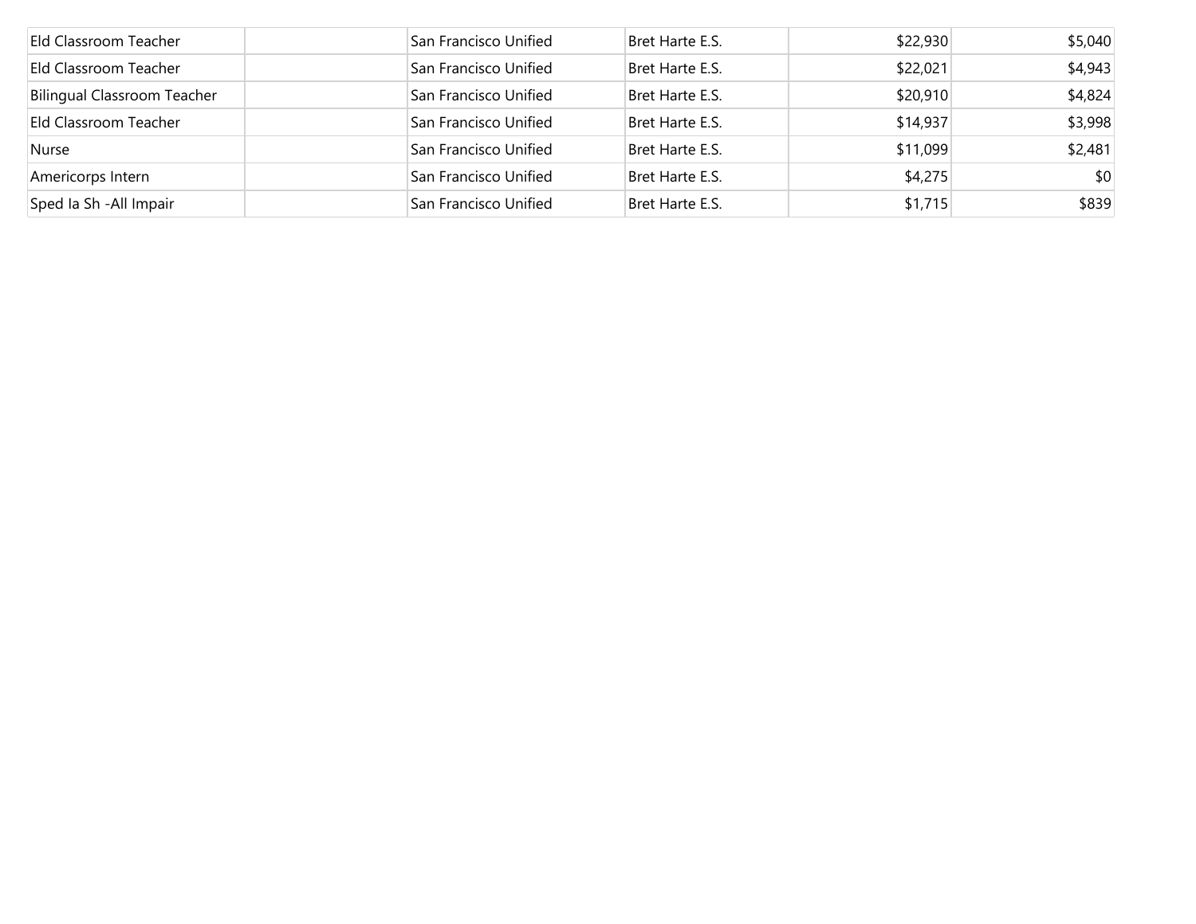| | | | | | |
|---|---|---|---|---|---|
| Eld Classroom Teacher | | San Francisco Unified | Bret Harte E.S. | $22,930 | $5,040 |
| Eld Classroom Teacher | | San Francisco Unified | Bret Harte E.S. | $22,021 | $4,943 |
| Bilingual Classroom Teacher | | San Francisco Unified | Bret Harte E.S. | $20,910 | $4,824 |
| Eld Classroom Teacher | | San Francisco Unified | Bret Harte E.S. | $14,937 | $3,998 |
| Nurse | | San Francisco Unified | Bret Harte E.S. | $11,099 | $2,481 |
| Americorps Intern | | San Francisco Unified | Bret Harte E.S. | $4,275 | $0 |
| Sped Ia Sh -All Impair | | San Francisco Unified | Bret Harte E.S. | $1,715 | $839 |